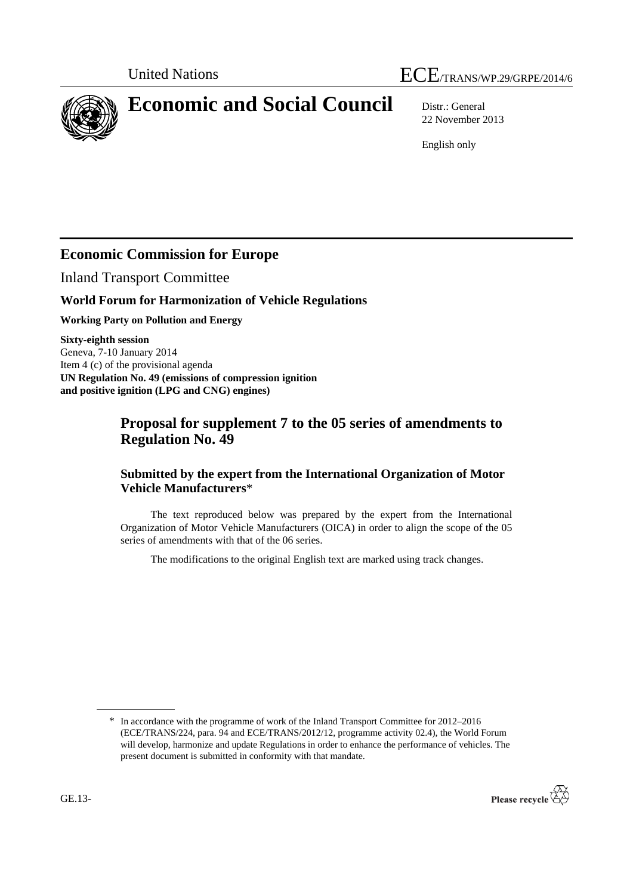United Nations

ECE/TRANS/WP.29/GRPE/2014/6

# Economic and Social Council

Distr.: General
22 November 2013

English only

## Economic Commission for Europe

Inland Transport Committee

### World Forum for Harmonization of Vehicle Regulations

**Working Party on Pollution and Energy**

**Sixty-eighth session**
Geneva, 7-10 January 2014
Item 4 (c) of the provisional agenda
**UN Regulation No. 49 (emissions of compression ignition and positive ignition (LPG and CNG) engines)**

## Proposal for supplement 7 to the 05 series of amendments to Regulation No. 49

### Submitted by the expert from the International Organization of Motor Vehicle Manufacturers*

The text reproduced below was prepared by the expert from the International Organization of Motor Vehicle Manufacturers (OICA) in order to align the scope of the 05 series of amendments with that of the 06 series.

The modifications to the original English text are marked using track changes.

---

* In accordance with the programme of work of the Inland Transport Committee for 2012–2016 (ECE/TRANS/224, para. 94 and ECE/TRANS/2012/12, programme activity 02.4), the World Forum will develop, harmonize and update Regulations in order to enhance the performance of vehicles. The present document is submitted in conformity with that mandate.

GE.13-

Please recycle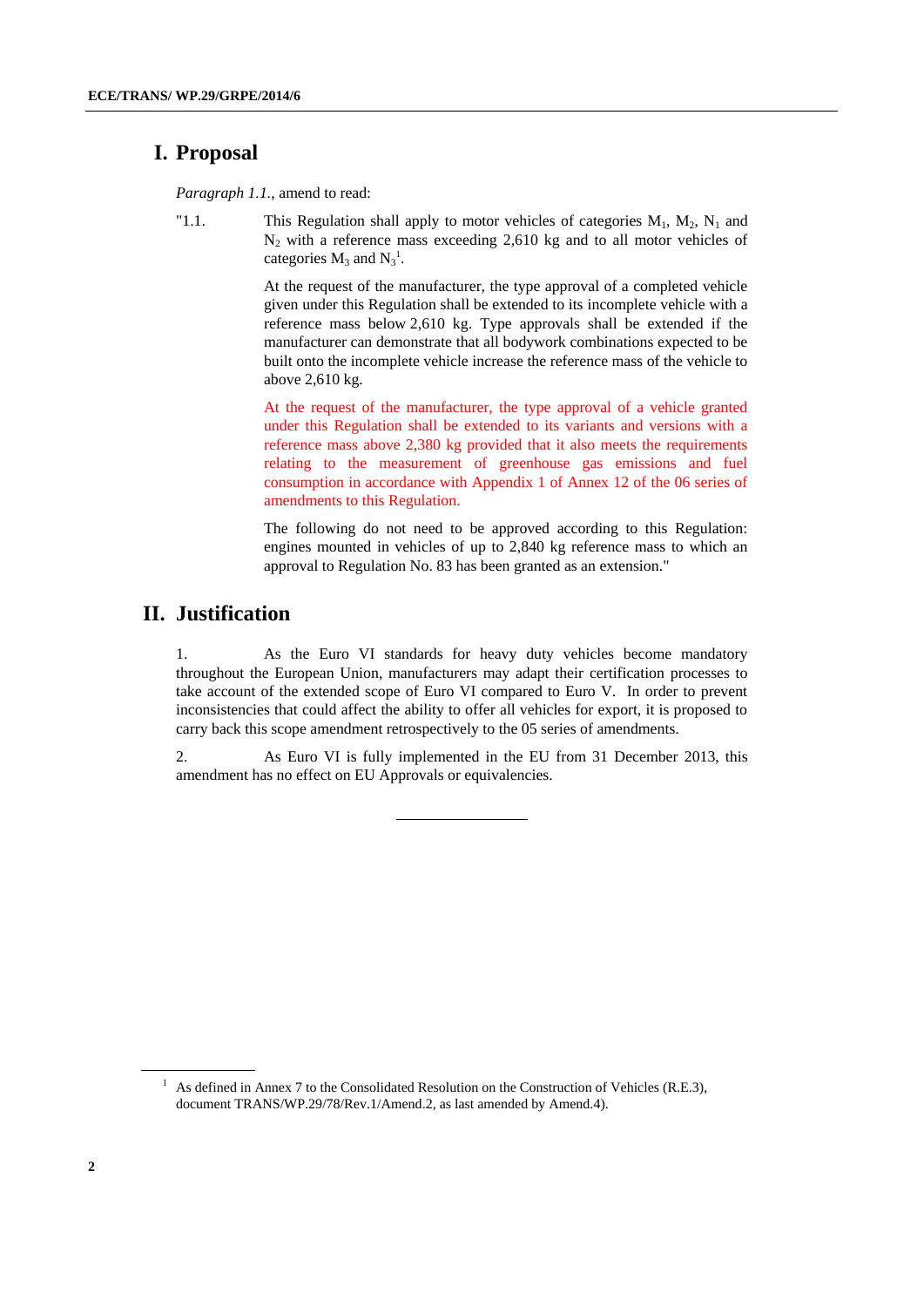# I. Proposal

*Paragraph 1.1.*, amend to read:

"1.1. This Regulation shall apply to motor vehicles of categories $M_1$, $M_2$, $N_1$ and $N_2$ with a reference mass exceeding 2,610 kg and to all motor vehicles of categories $M_3$ and $N_3$[1].

At the request of the manufacturer, the type approval of a completed vehicle given under this Regulation shall be extended to its incomplete vehicle with a reference mass below 2,610 kg. Type approvals shall be extended if the manufacturer can demonstrate that all bodywork combinations expected to be built onto the incomplete vehicle increase the reference mass of the vehicle to above 2,610 kg.

At the request of the manufacturer, the type approval of a vehicle granted under this Regulation shall be extended to its variants and versions with a reference mass above 2,380 kg provided that it also meets the requirements relating to the measurement of greenhouse gas emissions and fuel consumption in accordance with Appendix 1 of Annex 12 of the 06 series of amendments to this Regulation.

The following do not need to be approved according to this Regulation: engines mounted in vehicles of up to 2,840 kg reference mass to which an approval to Regulation No. 83 has been granted as an extension."

# II. Justification

1. As the Euro VI standards for heavy duty vehicles become mandatory throughout the European Union, manufacturers may adapt their certification processes to take account of the extended scope of Euro VI compared to Euro V. In order to prevent inconsistencies that could affect the ability to offer all vehicles for export, it is proposed to carry back this scope amendment retrospectively to the 05 series of amendments.

2. As Euro VI is fully implemented in the EU from 31 December 2013, this amendment has no effect on EU Approvals or equivalencies.

---

[1] As defined in Annex 7 to the Consolidated Resolution on the Construction of Vehicles (R.E.3), document TRANS/WP.29/78/Rev.1/Amend.2, as last amended by Amend.4).